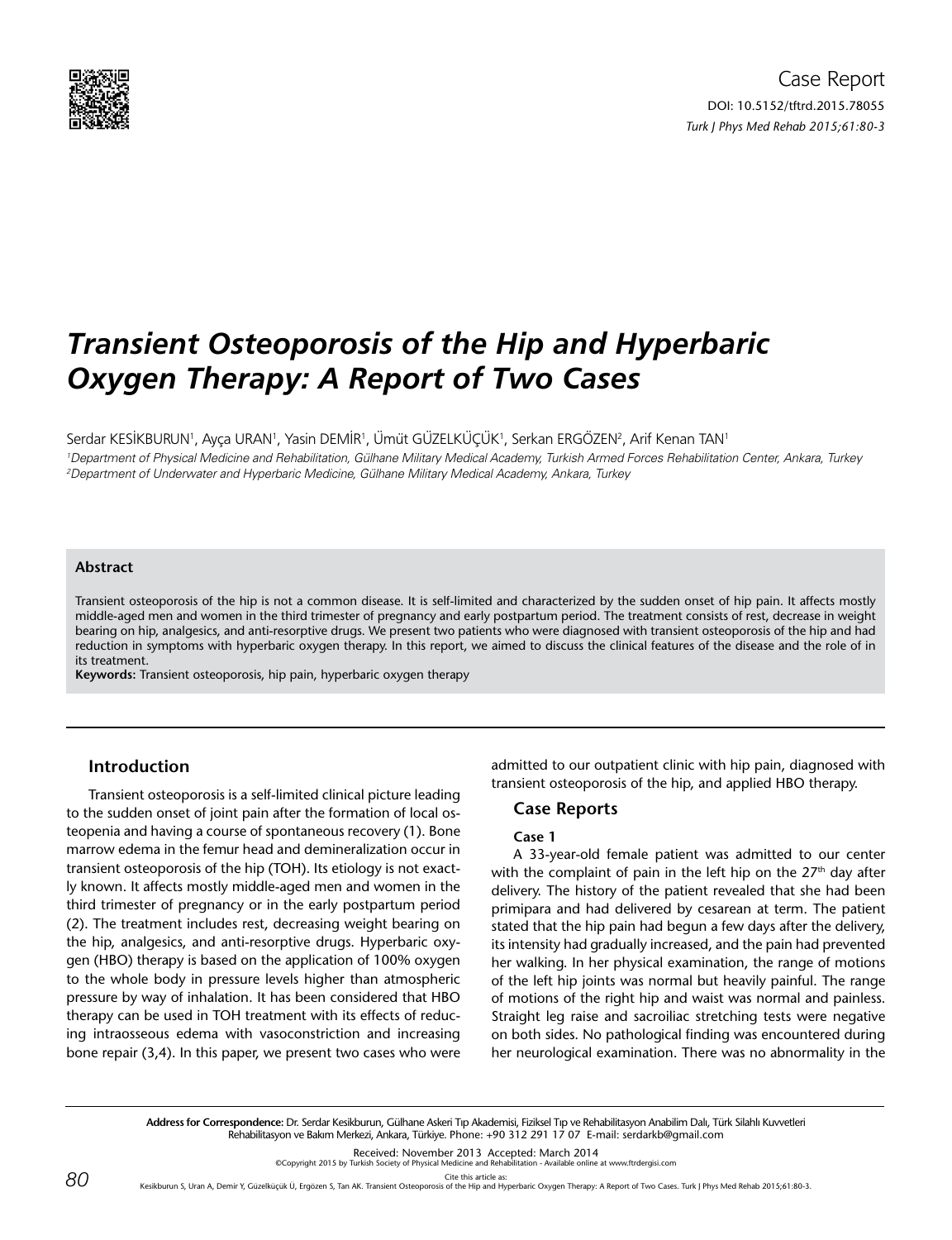Case Report

DOI: 10.5152/tftrd.2015.78055

# Transient Osteoporosis of the Hip and Hyperbaric Oxygen Therapy: A Report of Two Cases

Serdar KESİKBURUN[1], Ayça URAN[1], Yasin DEMİR[1], Ümüt GÜZELKÜÇÜK[1], Serkan ERGÖZEN[2], Arif Kenan TAN[1]

[1]*Department of Physical Medicine and Rehabilitation, Gülhane Military Medical Academy, Turkish Armed Forces Rehabilitation Center, Ankara, Turkey*
[2]*Department of Underwater and Hyperbaric Medicine, Gülhane Military Medical Academy, Ankara, Turkey*

### Abstract

Transient osteoporosis of the hip is not a common disease. It is self-limited and characterized by the sudden onset of hip pain. It affects mostly middle-aged men and women in the third trimester of pregnancy and early postpartum period. The treatment consists of rest, decrease in weight bearing on hip, analgesics, and anti-resorptive drugs. We present two patients who were diagnosed with transient osteoporosis of the hip and had reduction in symptoms with hyperbaric oxygen therapy. In this report, we aimed to discuss the clinical features of the disease and the role of in its treatment.

**Keywords:** Transient osteoporosis, hip pain, hyperbaric oxygen therapy

## Introduction

Transient osteoporosis is a self-limited clinical picture leading to the sudden onset of joint pain after the formation of local osteopenia and having a course of spontaneous recovery (1). Bone marrow edema in the femur head and demineralization occur in transient osteoporosis of the hip (TOH). Its etiology is not exactly known. It affects mostly middle-aged men and women in the third trimester of pregnancy or in the early postpartum period (2). The treatment includes rest, decreasing weight bearing on the hip, analgesics, and anti-resorptive drugs. Hyperbaric oxygen (HBO) therapy is based on the application of 100% oxygen to the whole body in pressure levels higher than atmospheric pressure by way of inhalation. It has been considered that HBO therapy can be used in TOH treatment with its effects of reducing intraosseous edema with vasoconstriction and increasing bone repair (3,4). In this paper, we present two cases who were admitted to our outpatient clinic with hip pain, diagnosed with transient osteoporosis of the hip, and applied HBO therapy.

## Case Reports

### Case 1

A 33-year-old female patient was admitted to our center with the complaint of pain in the left hip on the 27th day after delivery. The history of the patient revealed that she had been primipara and had delivered by cesarean at term. The patient stated that the hip pain had begun a few days after the delivery, its intensity had gradually increased, and the pain had prevented her walking. In her physical examination, the range of motions of the left hip joints was normal but heavily painful. The range of motions of the right hip and waist was normal and painless. Straight leg raise and sacroiliac stretching tests were negative on both sides. No pathological finding was encountered during her neurological examination. There was no abnormality in the

**Address for Correspondence:** Dr. Serdar Kesikburun, Gülhane Askeri Tıp Akademisi, Fiziksel Tıp ve Rehabilitasyon Anabilim Dalı, Türk Silahlı Kuvvetleri Rehabilitasyon ve Bakım Merkezi, Ankara, Türkiye. Phone: +90 312 291 17 07 E-mail: serdarkb@gmail.com

Received: November 2013 Accepted: March 2014

©Copyright 2015 by Turkish Society of Physical Medicine and Rehabilitation - Available online at www.ftrdergisi.com

Cite this article as:
Kesikburun S, Uran A, Demir Y, Güzelküçük Ü, Ergözen S, Tan AK. Transient Osteoporosis of the Hip and Hyperbaric Oxygen Therapy: A Report of Two Cases. Turk J Phys Med Rehab 2015;61:80-3.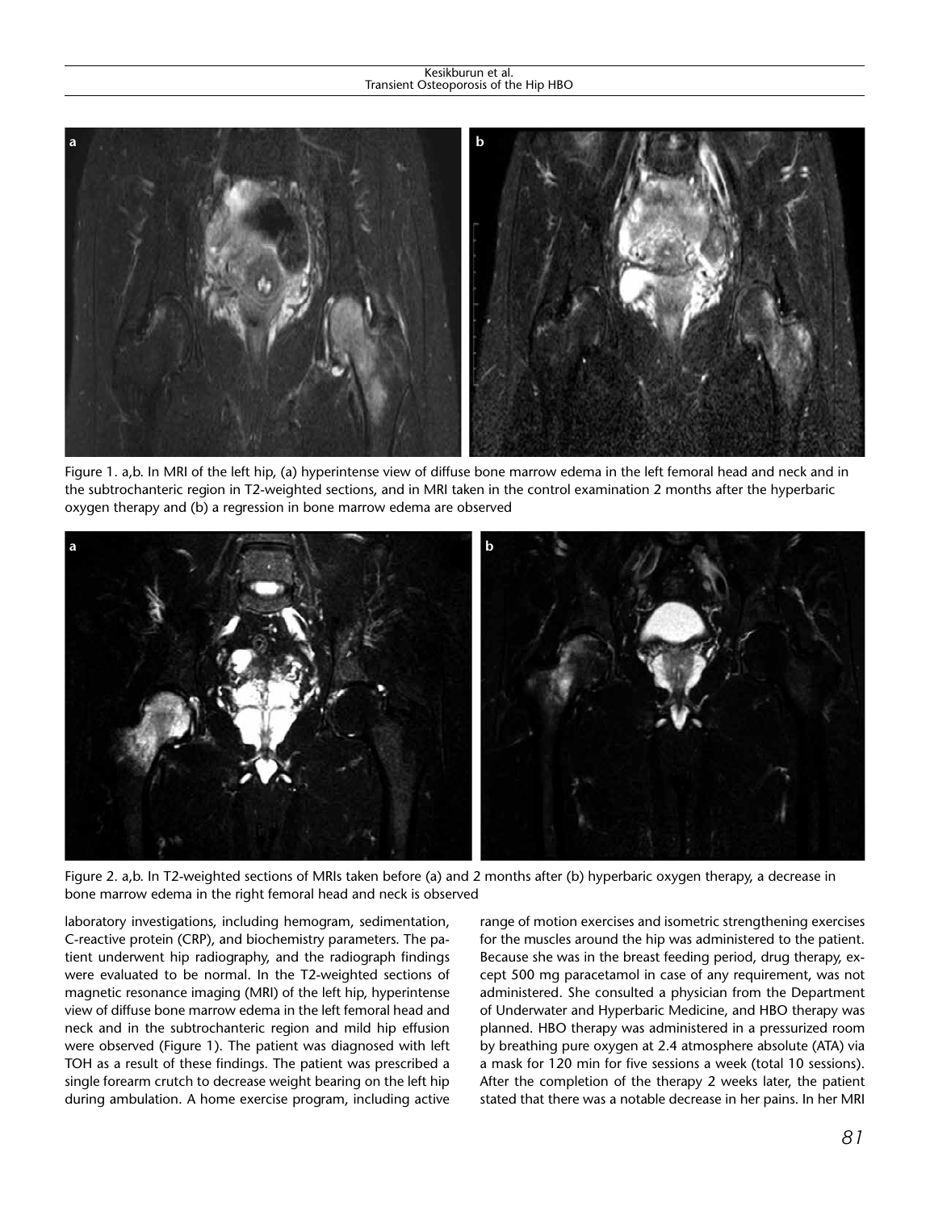Figure 1. a,b. In MRI of the left hip, (a) hyperintense view of diffuse bone marrow edema in the left femoral head and neck and in the subtrochanteric region in T2-weighted sections, and in MRI taken in the control examination 2 months after the hyperbaric oxygen therapy and (b) a regression in bone marrow edema are observed

Figure 2. a,b. In T2-weighted sections of MRIs taken before (a) and 2 months after (b) hyperbaric oxygen therapy, a decrease in bone marrow edema in the right femoral head and neck is observed

laboratory investigations, including hemogram, sedimentation, C-reactive protein (CRP), and biochemistry parameters. The patient underwent hip radiography, and the radiograph findings were evaluated to be normal. In the T2-weighted sections of magnetic resonance imaging (MRI) of the left hip, hyperintense view of diffuse bone marrow edema in the left femoral head and neck and in the subtrochanteric region and mild hip effusion were observed (Figure 1). The patient was diagnosed with left TOH as a result of these findings. The patient was prescribed a single forearm crutch to decrease weight bearing on the left hip during ambulation. A home exercise program, including active range of motion exercises and isometric strengthening exercises for the muscles around the hip was administered to the patient. Because she was in the breast feeding period, drug therapy, except 500 mg paracetamol in case of any requirement, was not administered. She consulted a physician from the Department of Underwater and Hyperbaric Medicine, and HBO therapy was planned. HBO therapy was administered in a pressurized room by breathing pure oxygen at 2.4 atmosphere absolute (ATA) via a mask for 120 min for five sessions a week (total 10 sessions). After the completion of the therapy 2 weeks later, the patient stated that there was a notable decrease in her pains. In her MRI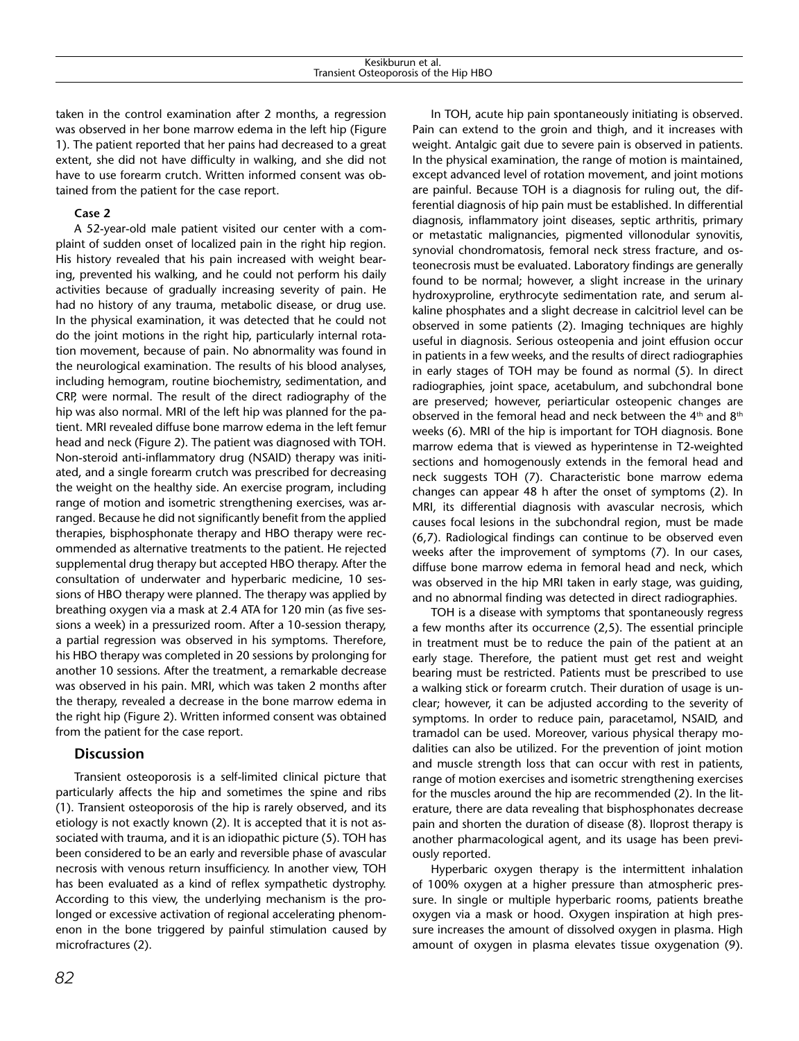taken in the control examination after 2 months, a regression was observed in her bone marrow edema in the left hip (Figure 1). The patient reported that her pains had decreased to a great extent, she did not have difficulty in walking, and she did not have to use forearm crutch. Written informed consent was obtained from the patient for the case report.

**Case 2**

A 52-year-old male patient visited our center with a complaint of sudden onset of localized pain in the right hip region. His history revealed that his pain increased with weight bearing, prevented his walking, and he could not perform his daily activities because of gradually increasing severity of pain. He had no history of any trauma, metabolic disease, or drug use. In the physical examination, it was detected that he could not do the joint motions in the right hip, particularly internal rotation movement, because of pain. No abnormality was found in the neurological examination. The results of his blood analyses, including hemogram, routine biochemistry, sedimentation, and CRP, were normal. The result of the direct radiography of the hip was also normal. MRI of the left hip was planned for the patient. MRI revealed diffuse bone marrow edema in the left femur head and neck (Figure 2). The patient was diagnosed with TOH. Non-steroid anti-inflammatory drug (NSAID) therapy was initiated, and a single forearm crutch was prescribed for decreasing the weight on the healthy side. An exercise program, including range of motion and isometric strengthening exercises, was arranged. Because he did not significantly benefit from the applied therapies, bisphosphonate therapy and HBO therapy were recommended as alternative treatments to the patient. He rejected supplemental drug therapy but accepted HBO therapy. After the consultation of underwater and hyperbaric medicine, 10 sessions of HBO therapy were planned. The therapy was applied by breathing oxygen via a mask at 2.4 ATA for 120 min (as five sessions a week) in a pressurized room. After a 10-session therapy, a partial regression was observed in his symptoms. Therefore, his HBO therapy was completed in 20 sessions by prolonging for another 10 sessions. After the treatment, a remarkable decrease was observed in his pain. MRI, which was taken 2 months after the therapy, revealed a decrease in the bone marrow edema in the right hip (Figure 2). Written informed consent was obtained from the patient for the case report.

## Discussion

Transient osteoporosis is a self-limited clinical picture that particularly affects the hip and sometimes the spine and ribs (1). Transient osteoporosis of the hip is rarely observed, and its etiology is not exactly known (2). It is accepted that it is not associated with trauma, and it is an idiopathic picture (5). TOH has been considered to be an early and reversible phase of avascular necrosis with venous return insufficiency. In another view, TOH has been evaluated as a kind of reflex sympathetic dystrophy. According to this view, the underlying mechanism is the prolonged or excessive activation of regional accelerating phenomenon in the bone triggered by painful stimulation caused by microfractures (2).

In TOH, acute hip pain spontaneously initiating is observed. Pain can extend to the groin and thigh, and it increases with weight. Antalgic gait due to severe pain is observed in patients. In the physical examination, the range of motion is maintained, except advanced level of rotation movement, and joint motions are painful. Because TOH is a diagnosis for ruling out, the differential diagnosis of hip pain must be established. In differential diagnosis, inflammatory joint diseases, septic arthritis, primary or metastatic malignancies, pigmented villonodular synovitis, synovial chondromatosis, femoral neck stress fracture, and osteonecrosis must be evaluated. Laboratory findings are generally found to be normal; however, a slight increase in the urinary hydroxyproline, erythrocyte sedimentation rate, and serum alkaline phosphates and a slight decrease in calcitriol level can be observed in some patients (2). Imaging techniques are highly useful in diagnosis. Serious osteopenia and joint effusion occur in patients in a few weeks, and the results of direct radiographies in early stages of TOH may be found as normal (5). In direct radiographies, joint space, acetabulum, and subchondral bone are preserved; however, periarticular osteopenic changes are observed in the femoral head and neck between the 4th and 8th weeks (6). MRI of the hip is important for TOH diagnosis. Bone marrow edema that is viewed as hyperintense in T2-weighted sections and homogenously extends in the femoral head and neck suggests TOH (7). Characteristic bone marrow edema changes can appear 48 h after the onset of symptoms (2). In MRI, its differential diagnosis with avascular necrosis, which causes focal lesions in the subchondral region, must be made (6,7). Radiological findings can continue to be observed even weeks after the improvement of symptoms (7). In our cases, diffuse bone marrow edema in femoral head and neck, which was observed in the hip MRI taken in early stage, was guiding, and no abnormal finding was detected in direct radiographies.

TOH is a disease with symptoms that spontaneously regress a few months after its occurrence (2,5). The essential principle in treatment must be to reduce the pain of the patient at an early stage. Therefore, the patient must get rest and weight bearing must be restricted. Patients must be prescribed to use a walking stick or forearm crutch. Their duration of usage is unclear; however, it can be adjusted according to the severity of symptoms. In order to reduce pain, paracetamol, NSAID, and tramadol can be used. Moreover, various physical therapy modalities can also be utilized. For the prevention of joint motion and muscle strength loss that can occur with rest in patients, range of motion exercises and isometric strengthening exercises for the muscles around the hip are recommended (2). In the literature, there are data revealing that bisphosphonates decrease pain and shorten the duration of disease (8). Iloprost therapy is another pharmacological agent, and its usage has been previously reported.

Hyperbaric oxygen therapy is the intermittent inhalation of 100% oxygen at a higher pressure than atmospheric pressure. In single or multiple hyperbaric rooms, patients breathe oxygen via a mask or hood. Oxygen inspiration at high pressure increases the amount of dissolved oxygen in plasma. High amount of oxygen in plasma elevates tissue oxygenation (9).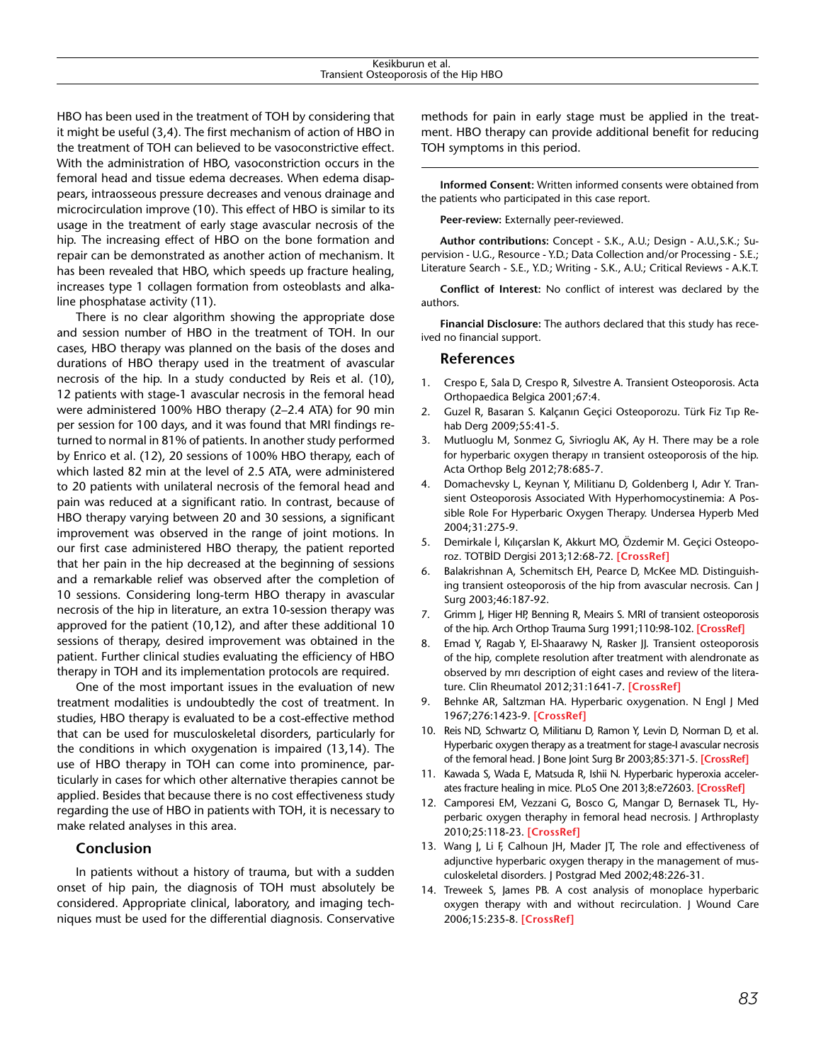HBO has been used in the treatment of TOH by considering that it might be useful (3,4). The first mechanism of action of HBO in the treatment of TOH can believed to be vasoconstrictive effect. With the administration of HBO, vasoconstriction occurs in the femoral head and tissue edema decreases. When edema disappears, intraosseous pressure decreases and venous drainage and microcirculation improve (10). This effect of HBO is similar to its usage in the treatment of early stage avascular necrosis of the hip. The increasing effect of HBO on the bone formation and repair can be demonstrated as another action of mechanism. It has been revealed that HBO, which speeds up fracture healing, increases type 1 collagen formation from osteoblasts and alkaline phosphatase activity (11).

There is no clear algorithm showing the appropriate dose and session number of HBO in the treatment of TOH. In our cases, HBO therapy was planned on the basis of the doses and durations of HBO therapy used in the treatment of avascular necrosis of the hip. In a study conducted by Reis et al. (10), 12 patients with stage-1 avascular necrosis in the femoral head were administered 100% HBO therapy (2–2.4 ATA) for 90 min per session for 100 days, and it was found that MRI findings returned to normal in 81% of patients. In another study performed by Enrico et al. (12), 20 sessions of 100% HBO therapy, each of which lasted 82 min at the level of 2.5 ATA, were administered to 20 patients with unilateral necrosis of the femoral head and pain was reduced at a significant ratio. In contrast, because of HBO therapy varying between 20 and 30 sessions, a significant improvement was observed in the range of joint motions. In our first case administered HBO therapy, the patient reported that her pain in the hip decreased at the beginning of sessions and a remarkable relief was observed after the completion of 10 sessions. Considering long-term HBO therapy in avascular necrosis of the hip in literature, an extra 10-session therapy was approved for the patient (10,12), and after these additional 10 sessions of therapy, desired improvement was obtained in the patient. Further clinical studies evaluating the efficiency of HBO therapy in TOH and its implementation protocols are required.

One of the most important issues in the evaluation of new treatment modalities is undoubtedly the cost of treatment. In studies, HBO therapy is evaluated to be a cost-effective method that can be used for musculoskeletal disorders, particularly for the conditions in which oxygenation is impaired (13,14). The use of HBO therapy in TOH can come into prominence, particularly in cases for which other alternative therapies cannot be applied. Besides that because there is no cost effectiveness study regarding the use of HBO in patients with TOH, it is necessary to make related analyses in this area.

## Conclusion

In patients without a history of trauma, but with a sudden onset of hip pain, the diagnosis of TOH must absolutely be considered. Appropriate clinical, laboratory, and imaging techniques must be used for the differential diagnosis. Conservative methods for pain in early stage must be applied in the treatment. HBO therapy can provide additional benefit for reducing TOH symptoms in this period.

---

**Informed Consent:** Written informed consents were obtained from the patients who participated in this case report.

**Peer-review:** Externally peer-reviewed.

**Author contributions:** Concept - S.K., A.U.; Design - A.U.,S.K.; Supervision - U.G., Resource - Y.D.; Data Collection and/or Processing - S.E.; Literature Search - S.E., Y.D.; Writing - S.K., A.U.; Critical Reviews - A.K.T.

**Conflict of Interest:** No conflict of interest was declared by the authors.

**Financial Disclosure:** The authors declared that this study has received no financial support.

## References

1. Crespo E, Sala D, Crespo R, Sılvestre A. Transient Osteoporosis. Acta Orthopaedica Belgica 2001;67:4.
2. Guzel R, Basaran S. Kalçanın Geçici Osteoporozu. Türk Fiz Tıp Rehab Derg 2009;55:41-5.
3. Mutluoglu M, Sonmez G, Sivrioglu AK, Ay H. There may be a role for hyperbaric oxygen therapy ın transient osteoporosis of the hip. Acta Orthop Belg 2012;78:685-7.
4. Domachevsky L, Keynan Y, Militianu D, Goldenberg I, Adır Y. Transient Osteoporosis Associated With Hyperhomocystinemia: A Possible Role For Hyperbaric Oxygen Therapy. Undersea Hyperb Med 2004;31:275-9.
5. Demirkale İ, Kılıçarslan K, Akkurt MO, Özdemir M. Geçici Osteoporoz. TOTBİD Dergisi 2013;12:68-72. [CrossRef]
6. Balakrishnan A, Schemitsch EH, Pearce D, McKee MD. Distinguishing transient osteoporosis of the hip from avascular necrosis. Can J Surg 2003;46:187-92.
7. Grimm J, Higer HP, Benning R, Meairs S. MRI of transient osteoporosis of the hip. Arch Orthop Trauma Surg 1991;110:98-102. [CrossRef]
8. Emad Y, Ragab Y, El-Shaarawy N, Rasker JJ. Transient osteoporosis of the hip, complete resolution after treatment with alendronate as observed by mrı description of eight cases and review of the literature. Clin Rheumatol 2012;31:1641-7. [CrossRef]
9. Behnke AR, Saltzman HA. Hyperbaric oxygenation. N Engl J Med 1967;276:1423-9. [CrossRef]
10. Reis ND, Schwartz O, Militianu D, Ramon Y, Levin D, Norman D, et al. Hyperbaric oxygen therapy as a treatment for stage-I avascular necrosis of the femoral head. J Bone Joint Surg Br 2003;85:371-5. [CrossRef]
11. Kawada S, Wada E, Matsuda R, Ishii N. Hyperbaric hyperoxia accelerates fracture healing in mice. PLoS One 2013;8:e72603. [CrossRef]
12. Camporesi EM, Vezzani G, Bosco G, Mangar D, Bernasek TL, Hyperbaric oxygen theraphy in femoral head necrosis. J Arthroplasty 2010;25:118-23. [CrossRef]
13. Wang J, Li F, Calhoun JH, Mader JT, The role and effectiveness of adjunctive hyperbaric oxygen therapy in the management of musculoskeletal disorders. J Postgrad Med 2002;48:226-31.
14. Treweek S, James PB. A cost analysis of monoplace hyperbaric oxygen therapy with and without recirculation. J Wound Care 2006;15:235-8. [CrossRef]